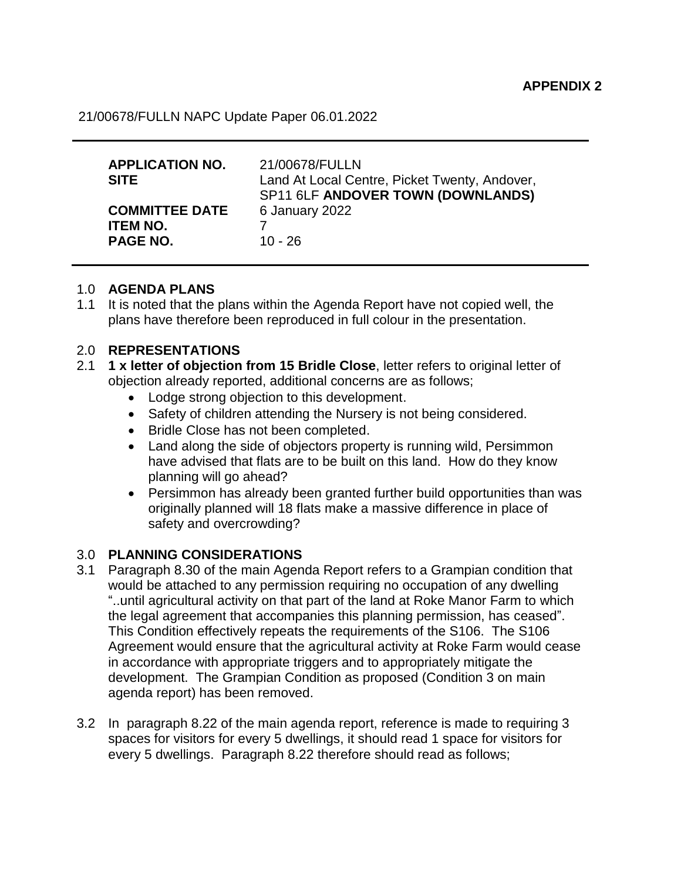**APPENDIX 2**

21/00678/FULLN NAPC Update Paper 06.01.2022

---

| | |
|---|---|
| **APPLICATION NO.** | 21/00678/FULLN |
| **SITE** | Land At Local Centre, Picket Twenty, Andover, SP11 6LF **ANDOVER TOWN (DOWNLANDS)** |
| **COMMITTEE DATE** | 6 January 2022 |
| **ITEM NO.** | 7 |
| **PAGE NO.** | 10 - 26 |

---

## 1.0 AGENDA PLANS

1.1 It is noted that the plans within the Agenda Report have not copied well, the plans have therefore been reproduced in full colour in the presentation.

## 2.0 REPRESENTATIONS

2.1 **1 x letter of objection from 15 Bridle Close**, letter refers to original letter of objection already reported, additional concerns are as follows;

- Lodge strong objection to this development.
- Safety of children attending the Nursery is not being considered.
- Bridle Close has not been completed.
- Land along the side of objectors property is running wild, Persimmon have advised that flats are to be built on this land. How do they know planning will go ahead?
- Persimmon has already been granted further build opportunities than was originally planned will 18 flats make a massive difference in place of safety and overcrowding?

## 3.0 PLANNING CONSIDERATIONS

3.1 Paragraph 8.30 of the main Agenda Report refers to a Grampian condition that would be attached to any permission requiring no occupation of any dwelling "..until agricultural activity on that part of the land at Roke Manor Farm to which the legal agreement that accompanies this planning permission, has ceased". This Condition effectively repeats the requirements of the S106. The S106 Agreement would ensure that the agricultural activity at Roke Farm would cease in accordance with appropriate triggers and to appropriately mitigate the development. The Grampian Condition as proposed (Condition 3 on main agenda report) has been removed.

3.2 In paragraph 8.22 of the main agenda report, reference is made to requiring 3 spaces for visitors for every 5 dwellings, it should read 1 space for visitors for every 5 dwellings. Paragraph 8.22 therefore should read as follows;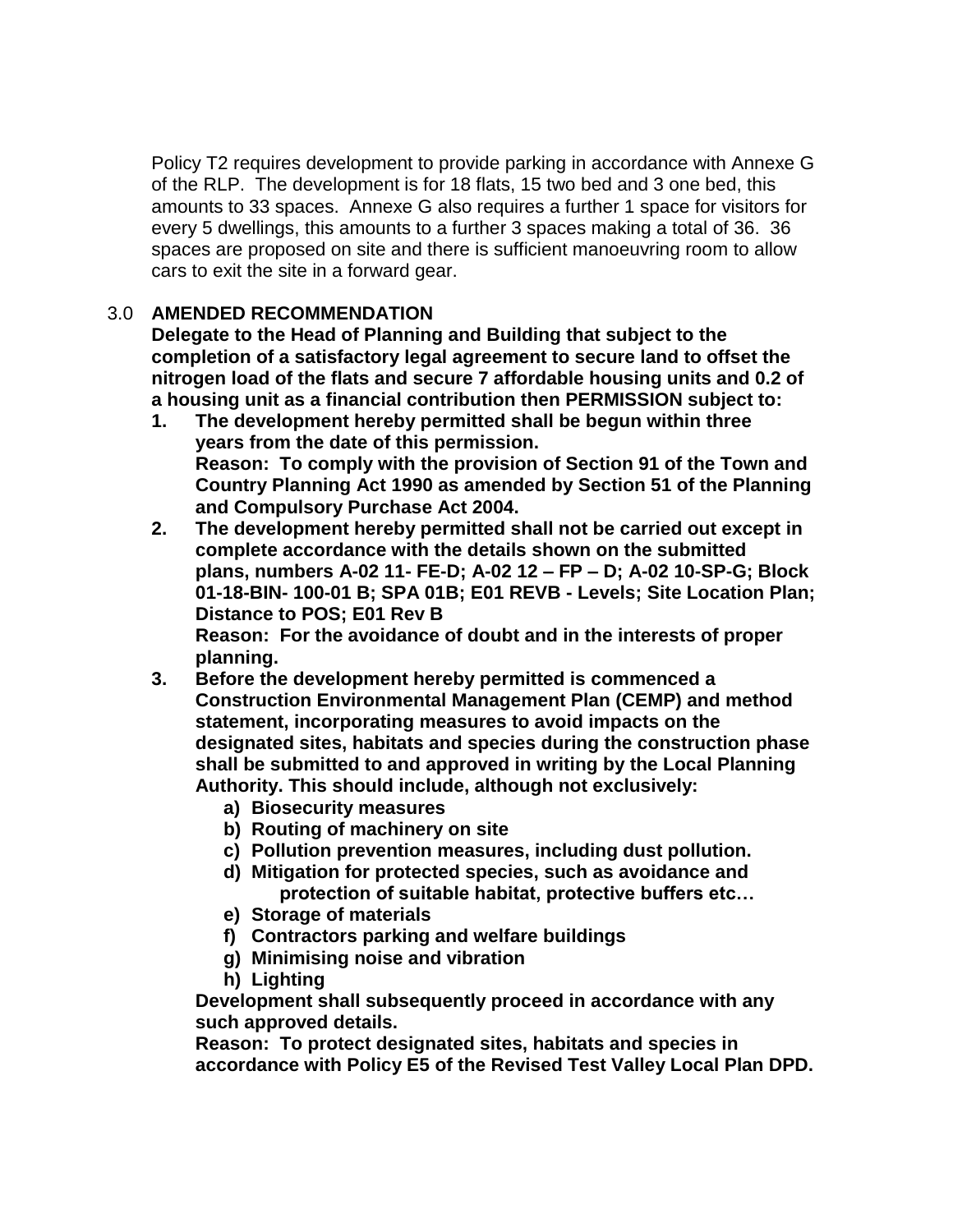Policy T2 requires development to provide parking in accordance with Annexe G of the RLP. The development is for 18 flats, 15 two bed and 3 one bed, this amounts to 33 spaces. Annexe G also requires a further 1 space for visitors for every 5 dwellings, this amounts to a further 3 spaces making a total of 36. 36 spaces are proposed on site and there is sufficient manoeuvring room to allow cars to exit the site in a forward gear.

## 3.0 AMENDED RECOMMENDATION

**Delegate to the Head of Planning and Building that subject to the completion of a satisfactory legal agreement to secure land to offset the nitrogen load of the flats and secure 7 affordable housing units and 0.2 of a housing unit as a financial contribution then PERMISSION subject to:**

1. **The development hereby permitted shall be begun within three years from the date of this permission.**
   **Reason: To comply with the provision of Section 91 of the Town and Country Planning Act 1990 as amended by Section 51 of the Planning and Compulsory Purchase Act 2004.**
2. **The development hereby permitted shall not be carried out except in complete accordance with the details shown on the submitted plans, numbers A-02 11- FE-D; A-02 12 – FP – D; A-02 10-SP-G; Block 01-18-BIN- 100-01 B; SPA 01B; E01 REVB - Levels; Site Location Plan; Distance to POS; E01 Rev B**
   **Reason: For the avoidance of doubt and in the interests of proper planning.**
3. **Before the development hereby permitted is commenced a Construction Environmental Management Plan (CEMP) and method statement, incorporating measures to avoid impacts on the designated sites, habitats and species during the construction phase shall be submitted to and approved in writing by the Local Planning Authority. This should include, although not exclusively:**
   - **a) Biosecurity measures**
   - **b) Routing of machinery on site**
   - **c) Pollution prevention measures, including dust pollution.**
   - **d) Mitigation for protected species, such as avoidance and protection of suitable habitat, protective buffers etc…**
   - **e) Storage of materials**
   - **f) Contractors parking and welfare buildings**
   - **g) Minimising noise and vibration**
   - **h) Lighting**

   **Development shall subsequently proceed in accordance with any such approved details.**
   **Reason: To protect designated sites, habitats and species in accordance with Policy E5 of the Revised Test Valley Local Plan DPD.**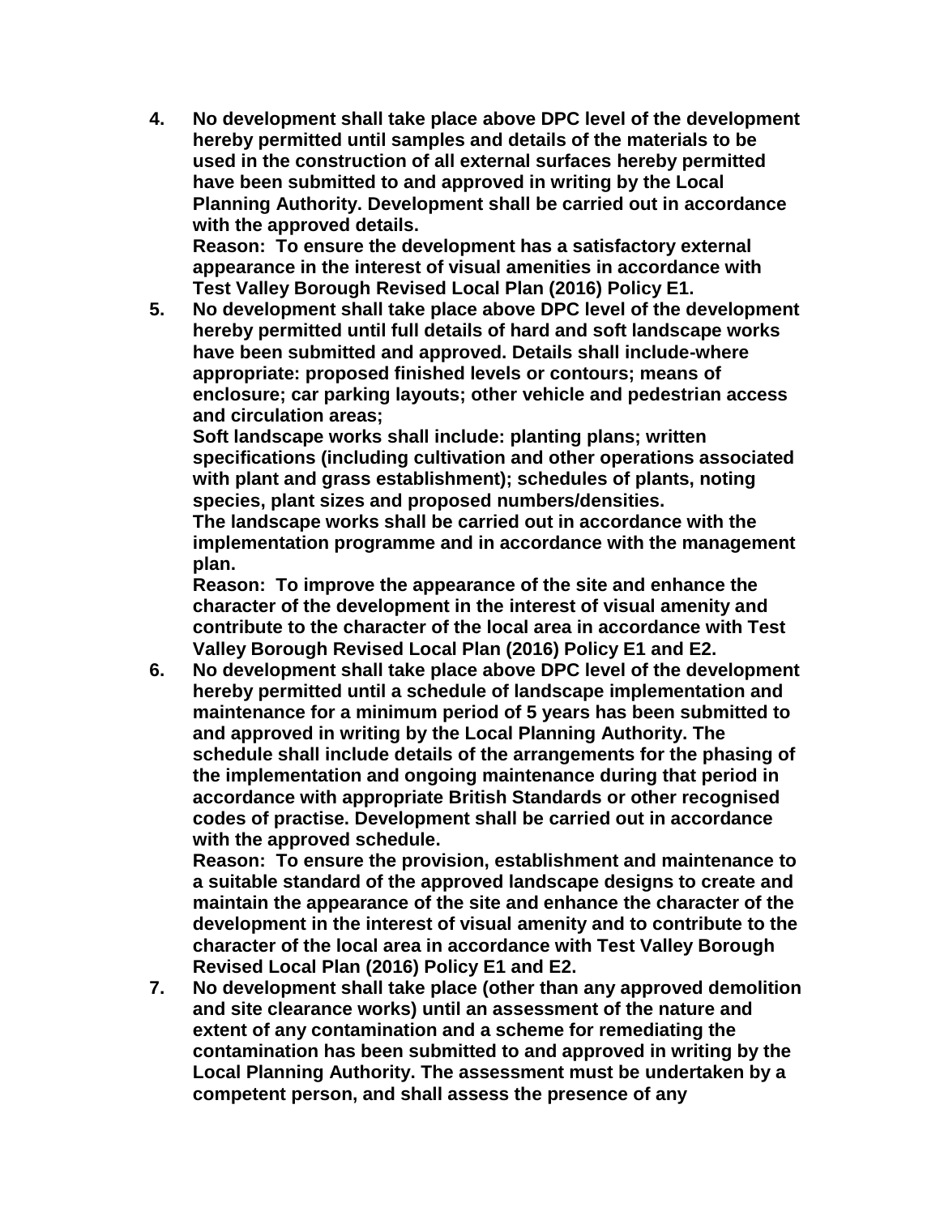4. **No development shall take place above DPC level of the development hereby permitted until samples and details of the materials to be used in the construction of all external surfaces hereby permitted have been submitted to and approved in writing by the Local Planning Authority. Development shall be carried out in accordance with the approved details.**
   **Reason: To ensure the development has a satisfactory external appearance in the interest of visual amenities in accordance with Test Valley Borough Revised Local Plan (2016) Policy E1.**
5. **No development shall take place above DPC level of the development hereby permitted until full details of hard and soft landscape works have been submitted and approved. Details shall include-where appropriate: proposed finished levels or contours; means of enclosure; car parking layouts; other vehicle and pedestrian access and circulation areas;**
   **Soft landscape works shall include: planting plans; written specifications (including cultivation and other operations associated with plant and grass establishment); schedules of plants, noting species, plant sizes and proposed numbers/densities.**
   **The landscape works shall be carried out in accordance with the implementation programme and in accordance with the management plan.**
   **Reason: To improve the appearance of the site and enhance the character of the development in the interest of visual amenity and contribute to the character of the local area in accordance with Test Valley Borough Revised Local Plan (2016) Policy E1 and E2.**
6. **No development shall take place above DPC level of the development hereby permitted until a schedule of landscape implementation and maintenance for a minimum period of 5 years has been submitted to and approved in writing by the Local Planning Authority. The schedule shall include details of the arrangements for the phasing of the implementation and ongoing maintenance during that period in accordance with appropriate British Standards or other recognised codes of practise. Development shall be carried out in accordance with the approved schedule.**
   **Reason: To ensure the provision, establishment and maintenance to a suitable standard of the approved landscape designs to create and maintain the appearance of the site and enhance the character of the development in the interest of visual amenity and to contribute to the character of the local area in accordance with Test Valley Borough Revised Local Plan (2016) Policy E1 and E2.**
7. **No development shall take place (other than any approved demolition and site clearance works) until an assessment of the nature and extent of any contamination and a scheme for remediating the contamination has been submitted to and approved in writing by the Local Planning Authority. The assessment must be undertaken by a competent person, and shall assess the presence of any**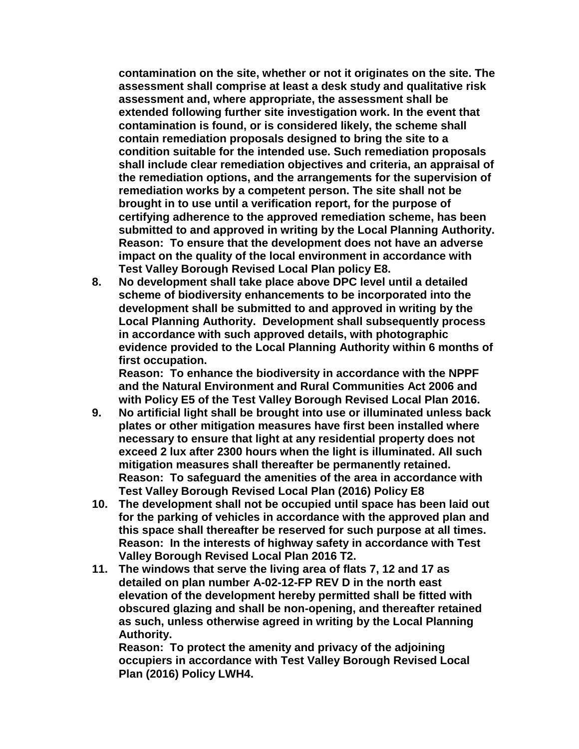**contamination on the site, whether or not it originates on the site. The assessment shall comprise at least a desk study and qualitative risk assessment and, where appropriate, the assessment shall be extended following further site investigation work. In the event that contamination is found, or is considered likely, the scheme shall contain remediation proposals designed to bring the site to a condition suitable for the intended use. Such remediation proposals shall include clear remediation objectives and criteria, an appraisal of the remediation options, and the arrangements for the supervision of remediation works by a competent person. The site shall not be brought in to use until a verification report, for the purpose of certifying adherence to the approved remediation scheme, has been submitted to and approved in writing by the Local Planning Authority.**
**Reason: To ensure that the development does not have an adverse impact on the quality of the local environment in accordance with Test Valley Borough Revised Local Plan policy E8.**

8. **No development shall take place above DPC level until a detailed scheme of biodiversity enhancements to be incorporated into the development shall be submitted to and approved in writing by the Local Planning Authority. Development shall subsequently process in accordance with such approved details, with photographic evidence provided to the Local Planning Authority within 6 months of first occupation.**
   **Reason: To enhance the biodiversity in accordance with the NPPF and the Natural Environment and Rural Communities Act 2006 and with Policy E5 of the Test Valley Borough Revised Local Plan 2016.**
9. **No artificial light shall be brought into use or illuminated unless back plates or other mitigation measures have first been installed where necessary to ensure that light at any residential property does not exceed 2 lux after 2300 hours when the light is illuminated. All such mitigation measures shall thereafter be permanently retained.**
   **Reason: To safeguard the amenities of the area in accordance with Test Valley Borough Revised Local Plan (2016) Policy E8**
10. **The development shall not be occupied until space has been laid out for the parking of vehicles in accordance with the approved plan and this space shall thereafter be reserved for such purpose at all times.**
    **Reason: In the interests of highway safety in accordance with Test Valley Borough Revised Local Plan 2016 T2.**
11. **The windows that serve the living area of flats 7, 12 and 17 as detailed on plan number A-02-12-FP REV D in the north east elevation of the development hereby permitted shall be fitted with obscured glazing and shall be non-opening, and thereafter retained as such, unless otherwise agreed in writing by the Local Planning Authority.**
    **Reason: To protect the amenity and privacy of the adjoining occupiers in accordance with Test Valley Borough Revised Local Plan (2016) Policy LWH4.**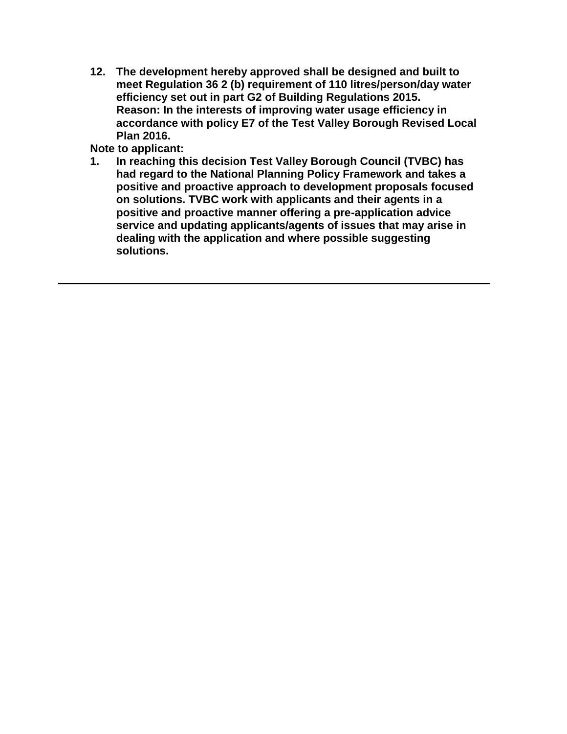**12. The development hereby approved shall be designed and built to meet Regulation 36 2 (b) requirement of 110 litres/person/day water efficiency set out in part G2 of Building Regulations 2015.**
**Reason: In the interests of improving water usage efficiency in accordance with policy E7 of the Test Valley Borough Revised Local Plan 2016.**

**Note to applicant:**

**1. In reaching this decision Test Valley Borough Council (TVBC) has had regard to the National Planning Policy Framework and takes a positive and proactive approach to development proposals focused on solutions. TVBC work with applicants and their agents in a positive and proactive manner offering a pre-application advice service and updating applicants/agents of issues that may arise in dealing with the application and where possible suggesting solutions.**

---